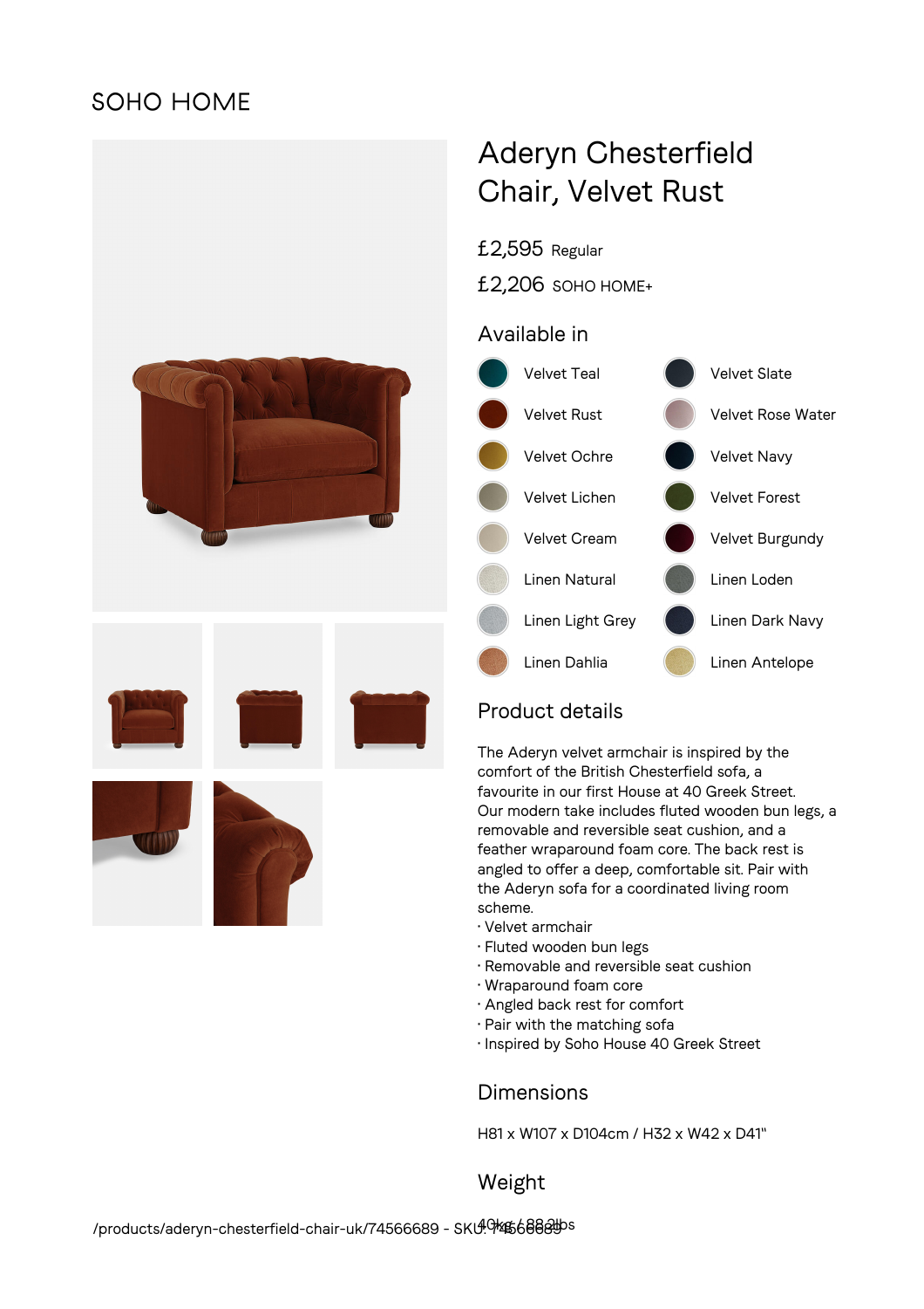SOHO HOME

# Aderyn Chesterfield Chair, Velvet Rust

£2,595 Regular

£2,206 SOHO HOME+

## Available in

- Velvet Teal
- Velvet Slate
- Velvet Rust
- Velvet Rose Water
- Velvet Ochre
- Velvet Navy
- Velvet Lichen
- Velvet Forest
- Velvet Cream
- Velvet Burgundy
- Linen Natural
- Linen Loden
- Linen Light Grey
- Linen Dark Navy
- Linen Dahlia
- Linen Antelope

## Product details

The Aderyn velvet armchair is inspired by the comfort of the British Chesterfield sofa, a favourite in our first House at 40 Greek Street. Our modern take includes fluted wooden bun legs, a removable and reversible seat cushion, and a feather wraparound foam core. The back rest is angled to offer a deep, comfortable sit. Pair with the Aderyn sofa for a coordinated living room scheme.

· Velvet armchair
· Fluted wooden bun legs
· Removable and reversible seat cushion
· Wraparound foam core
· Angled back rest for comfort
· Pair with the matching sofa
· Inspired by Soho House 40 Greek Street

## Dimensions

H81 x W107 x D104cm / H32 x W42 x D41"

## Weight

40kg / 88.2lbs

/products/aderyn-chesterfield-chair-uk/74566689 - SKU: 74566689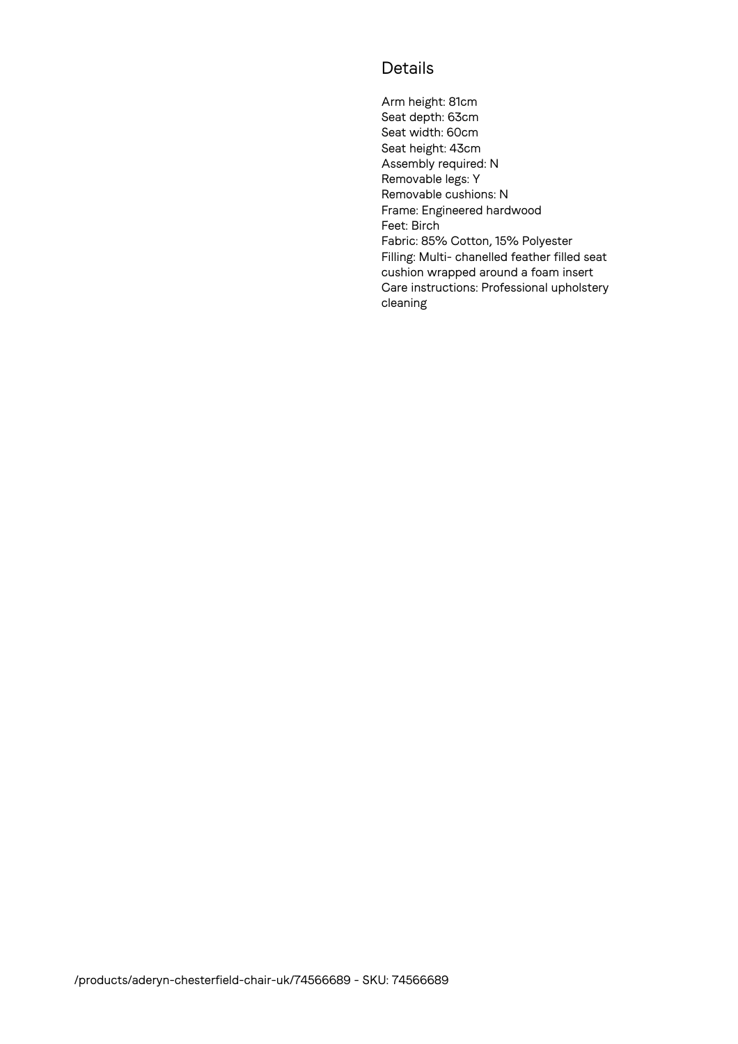## Details

Arm height: 81cm
Seat depth: 63cm
Seat width: 60cm
Seat height: 43cm
Assembly required: N
Removable legs: Y
Removable cushions: N
Frame: Engineered hardwood
Feet: Birch
Fabric: 85% Cotton, 15% Polyester
Filling: Multi- chanelled feather filled seat cushion wrapped around a foam insert
Care instructions: Professional upholstery cleaning

/products/aderyn-chesterfield-chair-uk/74566689 - SKU: 74566689